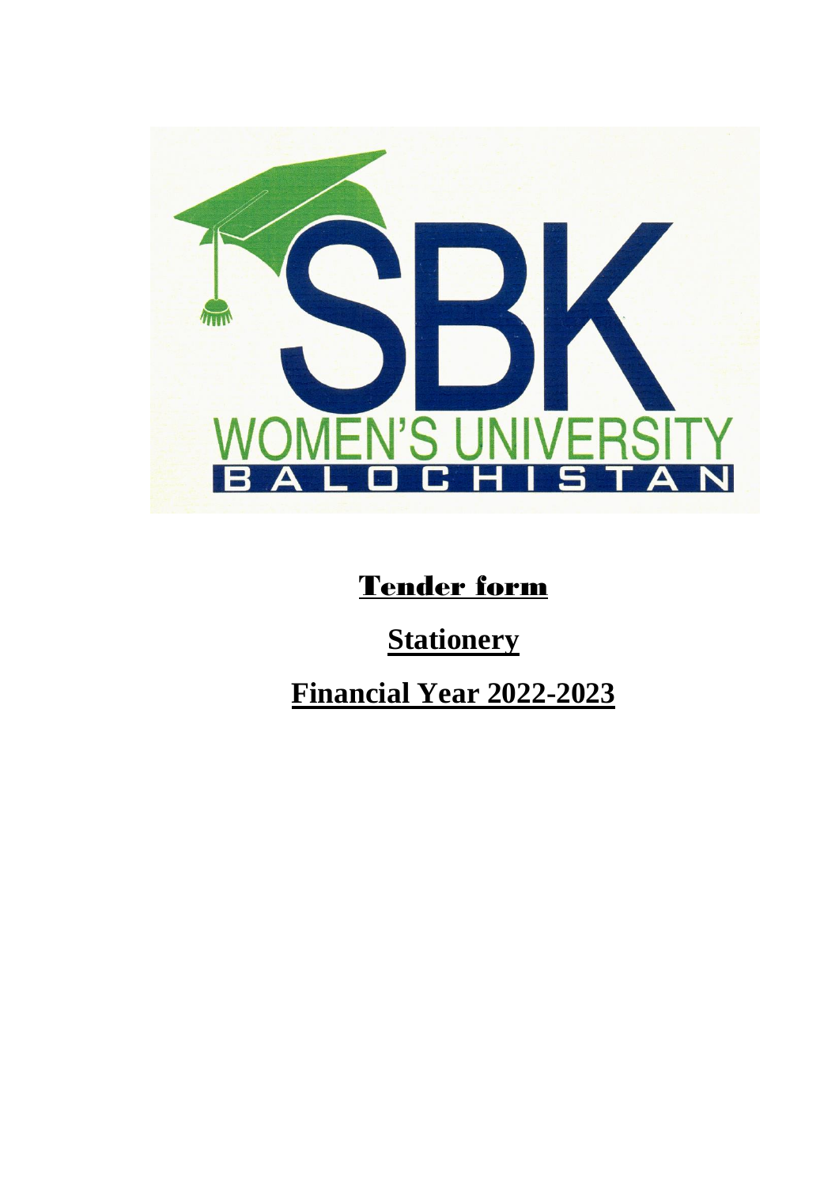SBK

WOMEN'S UNIVERSITY

BALOCHISTAN

# Tender form

## Stationery

## Financial Year 2022-2023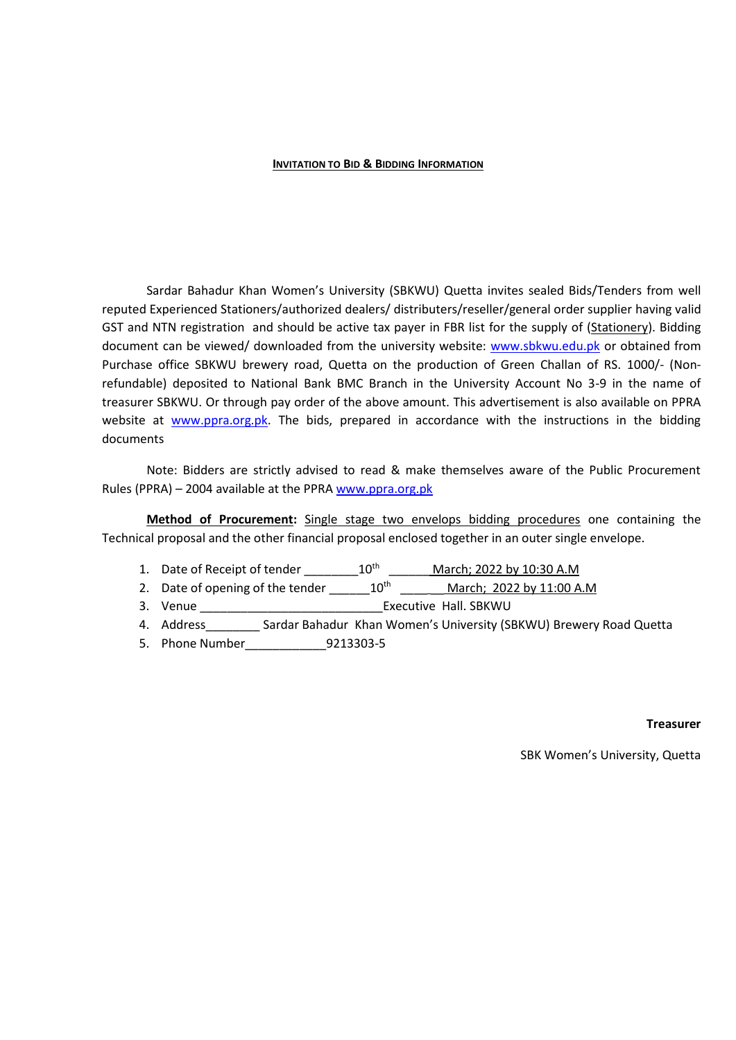## INVITATION TO BID & BIDDING INFORMATION

Sardar Bahadur Khan Women's University (SBKWU) Quetta invites sealed Bids/Tenders from well reputed Experienced Stationers/authorized dealers/ distributers/reseller/general order supplier having valid GST and NTN registration and should be active tax payer in FBR list for the supply of (Stationery). Bidding document can be viewed/ downloaded from the university website: www.sbkwu.edu.pk or obtained from Purchase office SBKWU brewery road, Quetta on the production of Green Challan of RS. 1000/- (Non-refundable) deposited to National Bank BMC Branch in the University Account No 3-9 in the name of treasurer SBKWU. Or through pay order of the above amount. This advertisement is also available on PPRA website at www.ppra.org.pk. The bids, prepared in accordance with the instructions in the bidding documents

Note: Bidders are strictly advised to read & make themselves aware of the Public Procurement Rules (PPRA) – 2004 available at the PPRA www.ppra.org.pk

**Method of Procurement:** Single stage two envelops bidding procedures one containing the Technical proposal and the other financial proposal enclosed together in an outer single envelope.

1. Date of Receipt of tender ________10th ______March; 2022 by 10:30 A.M
2. Date of opening of the tender ______10th ______March; 2022 by 11:00 A.M
3. Venue ___________________________Executive Hall. SBKWU
4. Address________ Sardar Bahadur Khan Women's University (SBKWU) Brewery Road Quetta
5. Phone Number____________9213303-5

**Treasurer**

SBK Women's University, Quetta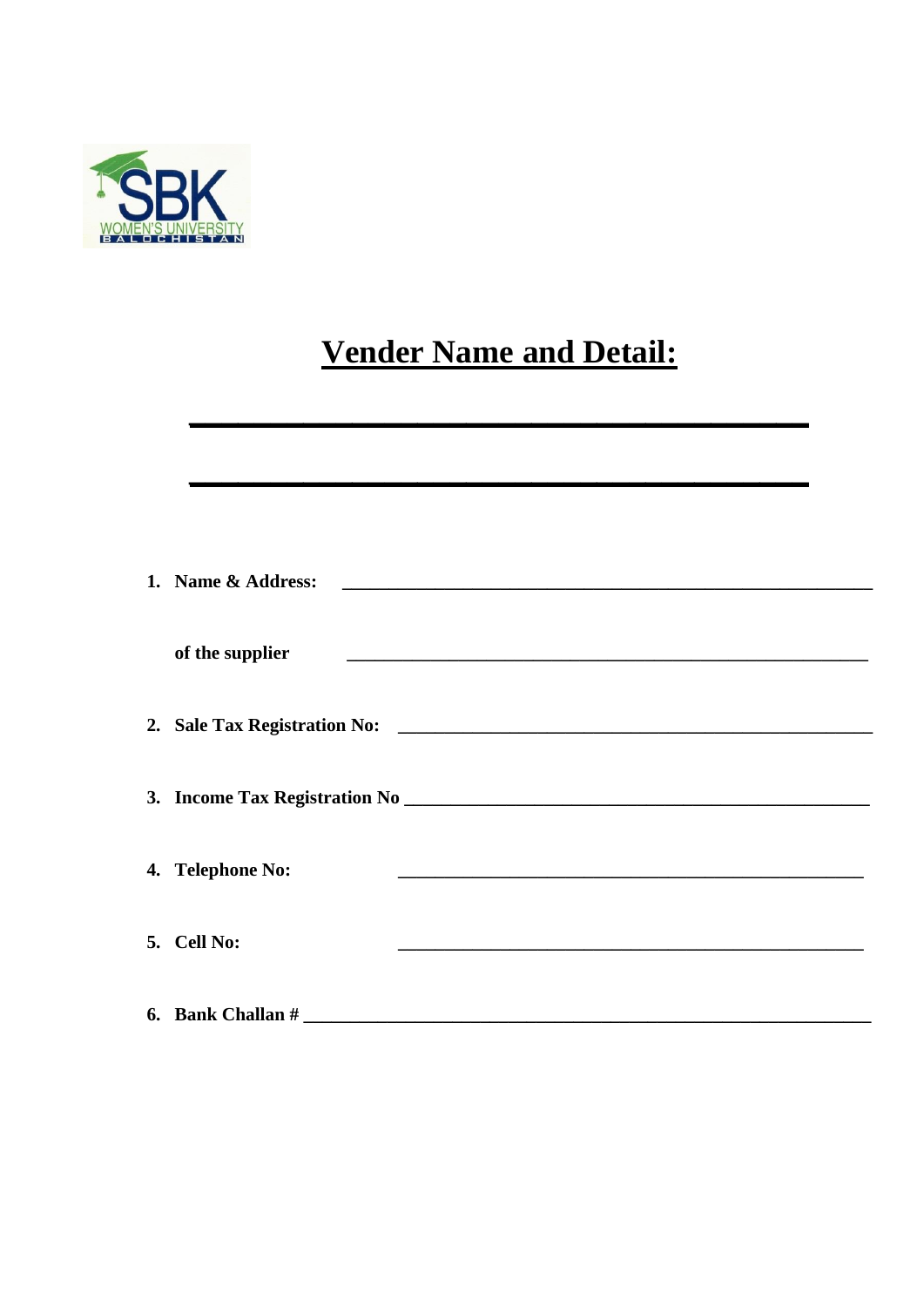# Vender Name and Detail:

\_\_\_\_\_\_\_\_\_\_\_\_\_\_\_\_\_\_\_\_\_\_\_\_\_\_\_\_\_\_\_\_\_\_\_\_\_\_\_\_

\_\_\_\_\_\_\_\_\_\_\_\_\_\_\_\_\_\_\_\_\_\_\_\_\_\_\_\_\_\_\_\_\_\_\_\_\_\_\_\_

1. **Name & Address:** \_\_\_\_\_\_\_\_\_\_\_\_\_\_\_\_\_\_\_\_\_\_\_\_\_\_\_\_\_\_\_\_\_\_\_\_\_\_\_\_\_\_\_\_\_\_\_\_\_\_\_\_\_\_\_\_

   **of the supplier** \_\_\_\_\_\_\_\_\_\_\_\_\_\_\_\_\_\_\_\_\_\_\_\_\_\_\_\_\_\_\_\_\_\_\_\_\_\_\_\_\_\_\_\_\_\_\_\_\_\_\_\_\_\_\_\_

2. **Sale Tax Registration No:** \_\_\_\_\_\_\_\_\_\_\_\_\_\_\_\_\_\_\_\_\_\_\_\_\_\_\_\_\_\_\_\_\_\_\_\_\_\_\_\_\_\_\_\_\_\_\_\_\_\_

3. **Income Tax Registration No** \_\_\_\_\_\_\_\_\_\_\_\_\_\_\_\_\_\_\_\_\_\_\_\_\_\_\_\_\_\_\_\_\_\_\_\_\_\_\_\_\_\_\_\_\_\_\_\_\_\_

4. **Telephone No:** \_\_\_\_\_\_\_\_\_\_\_\_\_\_\_\_\_\_\_\_\_\_\_\_\_\_\_\_\_\_\_\_\_\_\_\_\_\_\_\_\_\_\_\_\_\_\_\_\_\_

5. **Cell No:** \_\_\_\_\_\_\_\_\_\_\_\_\_\_\_\_\_\_\_\_\_\_\_\_\_\_\_\_\_\_\_\_\_\_\_\_\_\_\_\_\_\_\_\_\_\_\_\_\_\_

6. **Bank Challan #** \_\_\_\_\_\_\_\_\_\_\_\_\_\_\_\_\_\_\_\_\_\_\_\_\_\_\_\_\_\_\_\_\_\_\_\_\_\_\_\_\_\_\_\_\_\_\_\_\_\_\_\_\_\_\_\_\_\_\_\_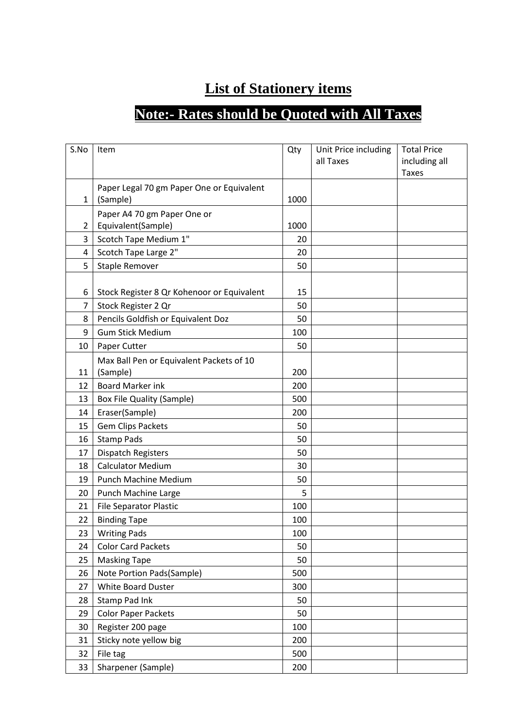# List of Stationery items

## Note:- Rates should be Quoted with All Taxes

| S.No | Item | Qty | Unit Price including all Taxes | Total Price including all Taxes |
|---|---|---|---|---|
| 1 | Paper Legal 70 gm Paper One or Equivalent (Sample) | 1000 | | |
| 2 | Paper A4 70 gm Paper One or Equivalent(Sample) | 1000 | | |
| 3 | Scotch Tape Medium 1" | 20 | | |
| 4 | Scotch Tape Large 2" | 20 | | |
| 5 | Staple Remover | 50 | | |
| 6 | Stock Register 8 Qr Kohenoor or Equivalent | 15 | | |
| 7 | Stock Register 2 Qr | 50 | | |
| 8 | Pencils Goldfish or Equivalent Doz | 50 | | |
| 9 | Gum Stick Medium | 100 | | |
| 10 | Paper Cutter | 50 | | |
| 11 | Max Ball Pen or Equivalent Packets of 10 (Sample) | 200 | | |
| 12 | Board Marker ink | 200 | | |
| 13 | Box File Quality (Sample) | 500 | | |
| 14 | Eraser(Sample) | 200 | | |
| 15 | Gem Clips Packets | 50 | | |
| 16 | Stamp Pads | 50 | | |
| 17 | Dispatch Registers | 50 | | |
| 18 | Calculator Medium | 30 | | |
| 19 | Punch Machine Medium | 50 | | |
| 20 | Punch Machine Large | 5 | | |
| 21 | File Separator Plastic | 100 | | |
| 22 | Binding Tape | 100 | | |
| 23 | Writing Pads | 100 | | |
| 24 | Color Card Packets | 50 | | |
| 25 | Masking Tape | 50 | | |
| 26 | Note Portion Pads(Sample) | 500 | | |
| 27 | White Board Duster | 300 | | |
| 28 | Stamp Pad Ink | 50 | | |
| 29 | Color Paper Packets | 50 | | |
| 30 | Register 200 page | 100 | | |
| 31 | Sticky note yellow big | 200 | | |
| 32 | File tag | 500 | | |
| 33 | Sharpener (Sample) | 200 | | |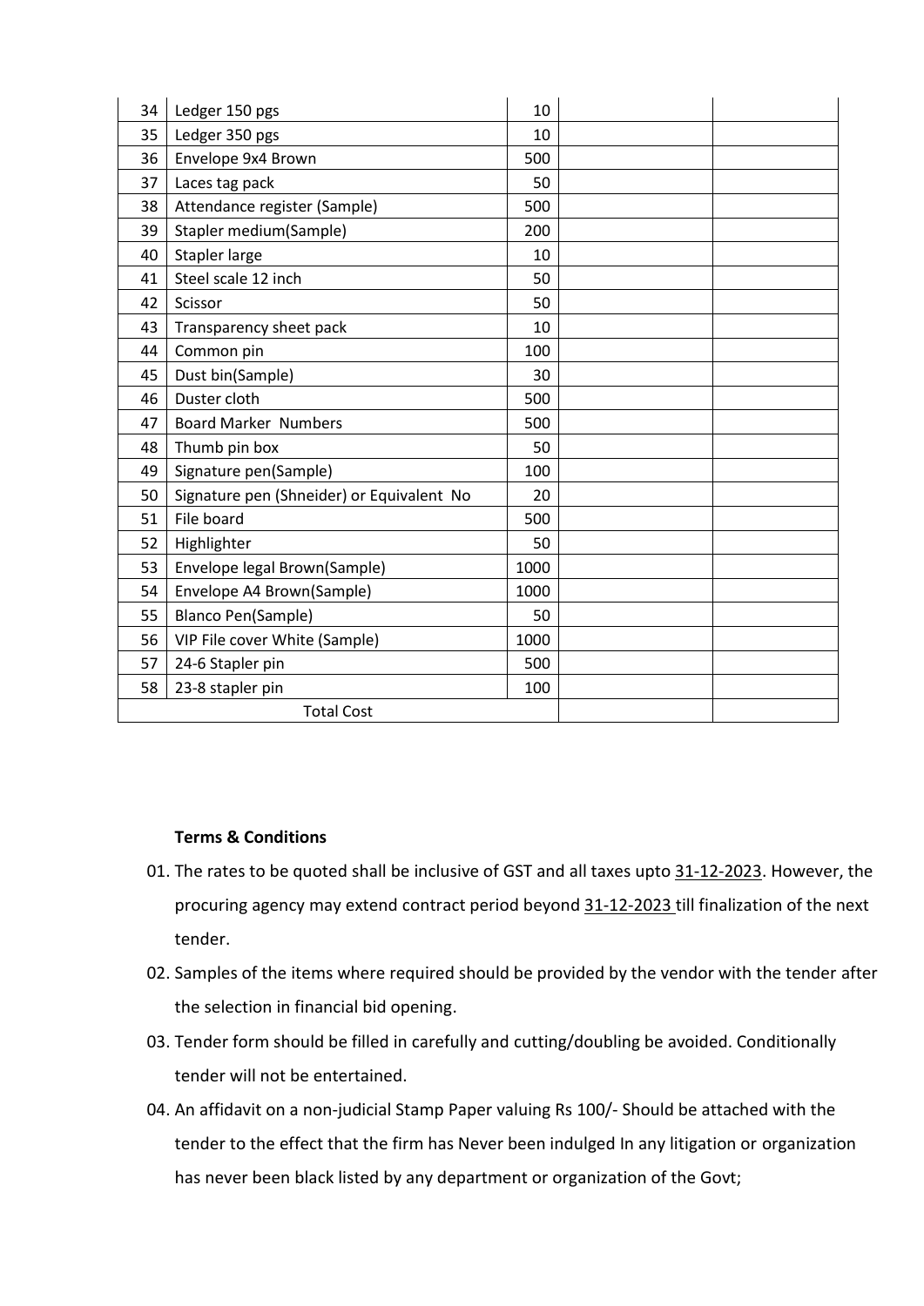| | | | | |
|---|---|---|---|---|
| 34 | Ledger 150 pgs | 10 | | |
| 35 | Ledger 350 pgs | 10 | | |
| 36 | Envelope 9x4 Brown | 500 | | |
| 37 | Laces tag pack | 50 | | |
| 38 | Attendance register (Sample) | 500 | | |
| 39 | Stapler medium(Sample) | 200 | | |
| 40 | Stapler large | 10 | | |
| 41 | Steel scale 12 inch | 50 | | |
| 42 | Scissor | 50 | | |
| 43 | Transparency sheet pack | 10 | | |
| 44 | Common pin | 100 | | |
| 45 | Dust bin(Sample) | 30 | | |
| 46 | Duster cloth | 500 | | |
| 47 | Board Marker Numbers | 500 | | |
| 48 | Thumb pin box | 50 | | |
| 49 | Signature pen(Sample) | 100 | | |
| 50 | Signature pen (Shneider) or Equivalent No | 20 | | |
| 51 | File board | 500 | | |
| 52 | Highlighter | 50 | | |
| 53 | Envelope legal Brown(Sample) | 1000 | | |
| 54 | Envelope A4 Brown(Sample) | 1000 | | |
| 55 | Blanco Pen(Sample) | 50 | | |
| 56 | VIP File cover White (Sample) | 1000 | | |
| 57 | 24-6 Stapler pin | 500 | | |
| 58 | 23-8 stapler pin | 100 | | |
| Total Cost | | | | |

**Terms & Conditions**

01. The rates to be quoted shall be inclusive of GST and all taxes upto 31-12-2023. However, the procuring agency may extend contract period beyond 31-12-2023 till finalization of the next tender.
02. Samples of the items where required should be provided by the vendor with the tender after the selection in financial bid opening.
03. Tender form should be filled in carefully and cutting/doubling be avoided. Conditionally tender will not be entertained.
04. An affidavit on a non-judicial Stamp Paper valuing Rs 100/- Should be attached with the tender to the effect that the firm has Never been indulged In any litigation or organization has never been black listed by any department or organization of the Govt;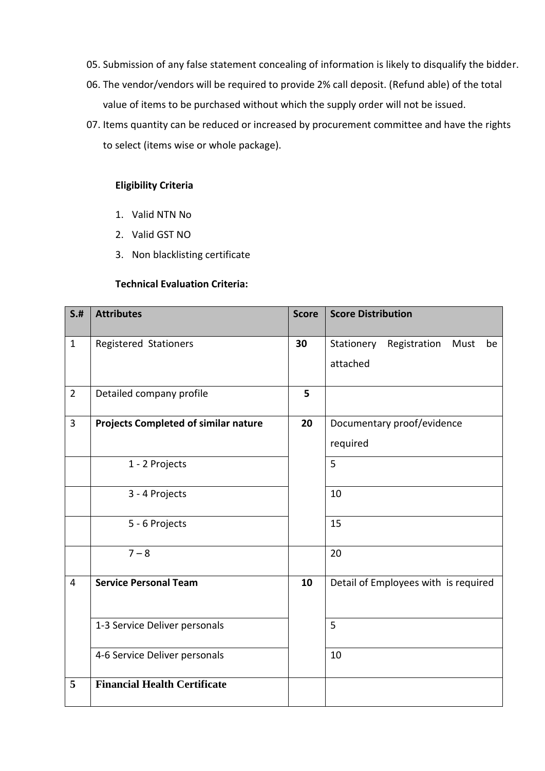05. Submission of any false statement concealing of information is likely to disqualify the bidder.
06. The vendor/vendors will be required to provide 2% call deposit. (Refund able) of the total value of items to be purchased without which the supply order will not be issued.
07. Items quantity can be reduced or increased by procurement committee and have the rights to select (items wise or whole package).

**Eligibility Criteria**

1. Valid NTN No
2. Valid GST NO
3. Non blacklisting certificate

**Technical Evaluation Criteria:**

| S.# | Attributes | Score | Score Distribution |
|---|---|---|---|
| 1 | Registered Stationers | **30** | Stationery Registration Must be attached |
| 2 | Detailed company profile | **5** | |
| 3 | **Projects Completed of similar nature** | **20** | Documentary proof/evidence required |
| | 1 - 2 Projects | | 5 |
| | 3 - 4 Projects | | 10 |
| | 5 - 6 Projects | | 15 |
| | 7 – 8 | | 20 |
| 4 | **Service Personal Team** | **10** | Detail of Employees with is required |
| | 1-3 Service Deliver personals | | 5 |
| | 4-6 Service Deliver personals | | 10 |
| **5** | **Financial Health Certificate** | | |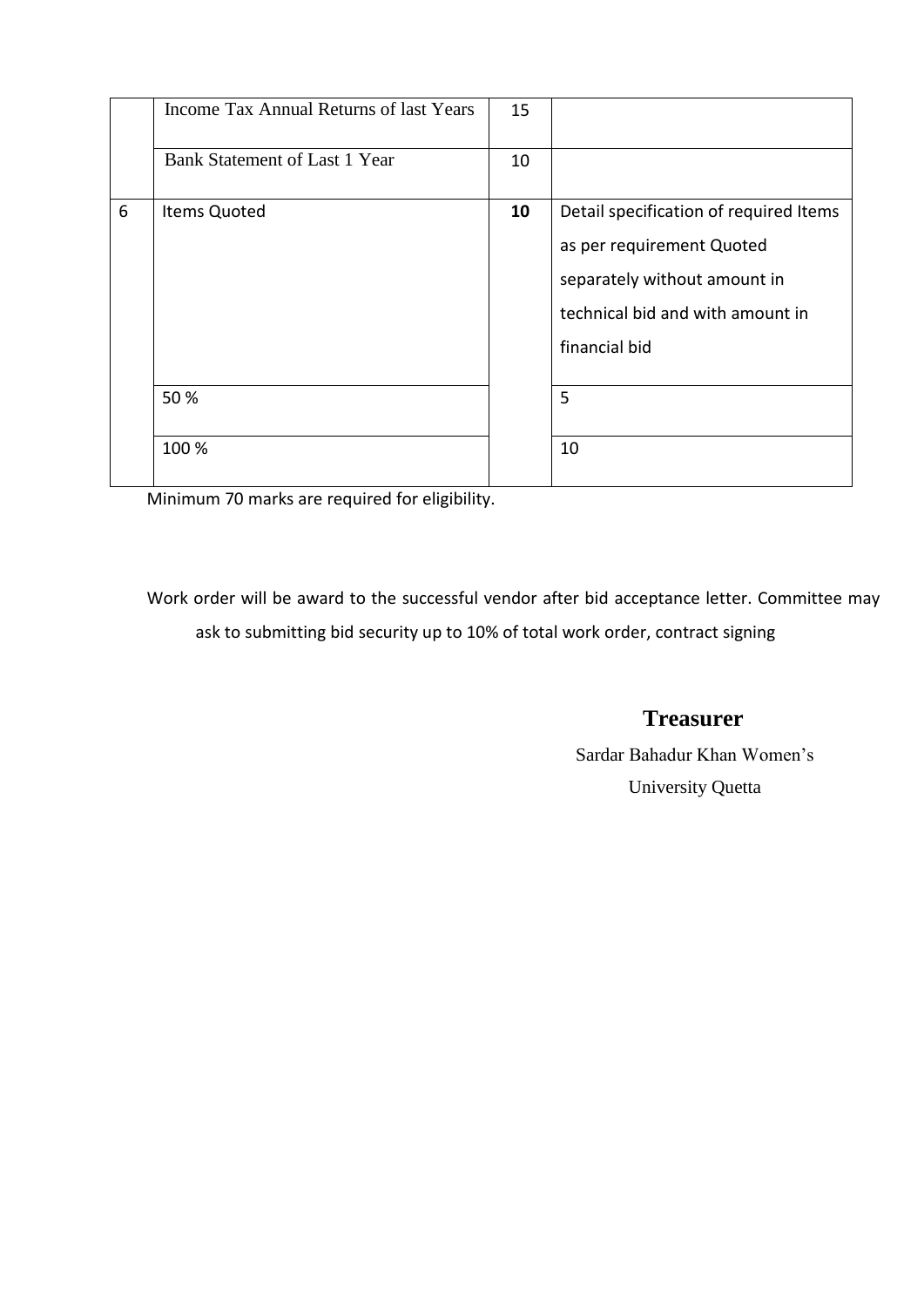| | | | |
|---|---|---|---|
| | Income Tax Annual Returns of last Years | 15 | |
| | Bank Statement of Last 1 Year | 10 | |
| 6 | Items Quoted | **10** | Detail specification of required Items as per requirement Quoted separately without amount in technical bid and with amount in financial bid |
| | 50 % | | 5 |
| | 100 % | | 10 |

Minimum 70 marks are required for eligibility.

Work order will be award to the successful vendor after bid acceptance letter. Committee may ask to submitting bid security up to 10% of total work order, contract signing

**Treasurer**

Sardar Bahadur Khan Women's
University Quetta